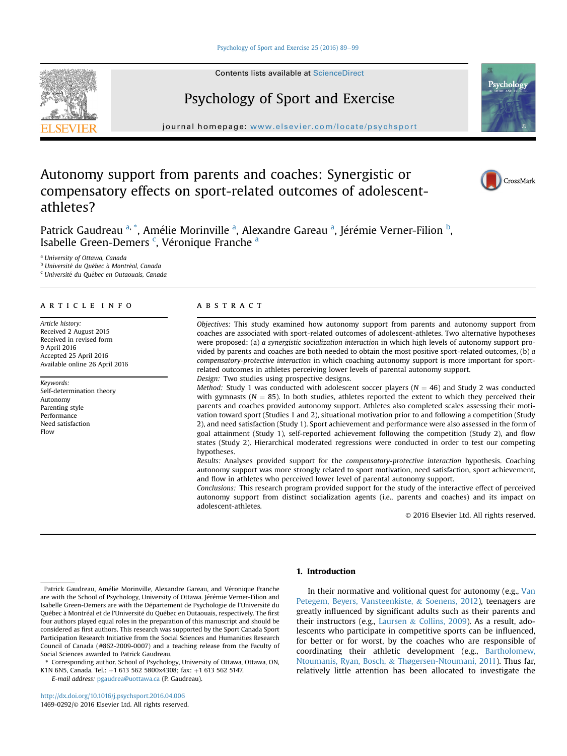# Autonomy support from parents and coaches: Synergistic or compensatory effects on sport-related outcomes of adolescent-athletes?

Patrick Gaudreau [a,*], Amélie Morinville [a], Alexandre Gareau [a], Jérémie Verner-Filion [b], Isabelle Green-Demers [c], Véronique Franche [a]

[a] University of Ottawa, Canada
[b] Université du Québec à Montréal, Canada
[c] Université du Québec en Outaouais, Canada

## ARTICLE INFO

*Article history:*
Received 2 August 2015
Received in revised form 9 April 2016
Accepted 25 April 2016
Available online 26 April 2016

*Keywords:*
Self-determination theory
Autonomy
Parenting style
Performance
Need satisfaction
Flow

## ABSTRACT

*Objectives:* This study examined how autonomy support from parents and autonomy support from coaches are associated with sport-related outcomes of adolescent-athletes. Two alternative hypotheses were proposed: (a) *a synergistic socialization interaction* in which high levels of autonomy support provided by parents and coaches are both needed to obtain the most positive sport-related outcomes, (b) *a compensatory-protective interaction* in which coaching autonomy support is more important for sport-related outcomes in athletes perceiving lower levels of parental autonomy support.

*Design:* Two studies using prospective designs.

*Method:* Study 1 was conducted with adolescent soccer players ($N = 46$) and Study 2 was conducted with gymnasts ($N = 85$). In both studies, athletes reported the extent to which they perceived their parents and coaches provided autonomy support. Athletes also completed scales assessing their motivation toward sport (Studies 1 and 2), situational motivation prior to and following a competition (Study 2), and need satisfaction (Study 1). Sport achievement and performance were also assessed in the form of goal attainment (Study 1), self-reported achievement following the competition (Study 2), and flow states (Study 2). Hierarchical moderated regressions were conducted in order to test our competing hypotheses.

*Results:* Analyses provided support for the *compensatory-protective interaction* hypothesis. Coaching autonomy support was more strongly related to sport motivation, need satisfaction, sport achievement, and flow in athletes who perceived lower level of parental autonomy support.

*Conclusions:* This research program provided support for the study of the interactive effect of perceived autonomy support from distinct socialization agents (i.e., parents and coaches) and its impact on adolescent-athletes.

© 2016 Elsevier Ltd. All rights reserved.

## 1. Introduction

In their normative and volitional quest for autonomy (e.g., Van Petegem, Beyers, Vansteenkiste, & Soenens, 2012), teenagers are greatly influenced by significant adults such as their parents and their instructors (e.g., Laursen & Collins, 2009). As a result, adolescents who participate in competitive sports can be influenced, for better or for worst, by the coaches who are responsible of coordinating their athletic development (e.g., Bartholomew, Ntoumanis, Ryan, Bosch, & Thøgersen-Ntoumani, 2011). Thus far, relatively little attention has been allocated to investigate the

---

Patrick Gaudreau, Amélie Morinville, Alexandre Gareau, and Véronique Franche are with the School of Psychology, University of Ottawa. Jérémie Verner-Filion and Isabelle Green-Demers are with the Département de Psychologie de l'Université du Québec à Montréal et de l'Université du Québec en Outaouais, respectively. The first four authors played equal roles in the preparation of this manuscript and should be considered as first authors. This research was supported by the Sport Canada Sport Participation Research Initiative from the Social Sciences and Humanities Research Council of Canada (#862-2009-0007) and a teaching release from the Faculty of Social Sciences awarded to Patrick Gaudreau.

* Corresponding author. School of Psychology, University of Ottawa, Ottawa, ON, K1N 6N5, Canada. Tel.: +1 613 562 5800x4308; fax: +1 613 562 5147.
*E-mail address:* pgaudrea@uottawa.ca (P. Gaudreau).

http://dx.doi.org/10.1016/j.psychsport.2016.04.006
1469-0292/© 2016 Elsevier Ltd. All rights reserved.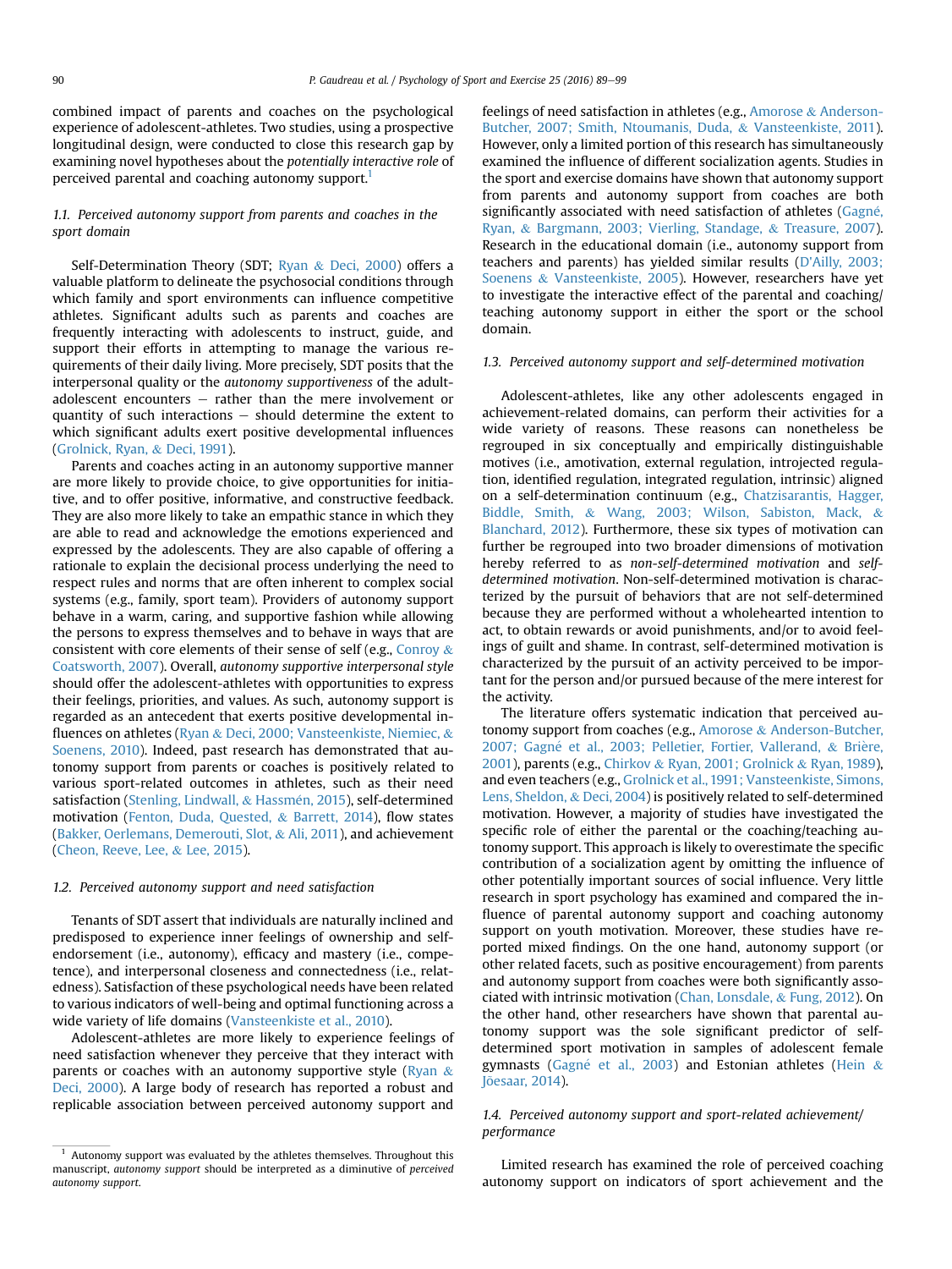combined impact of parents and coaches on the psychological experience of adolescent-athletes. Two studies, using a prospective longitudinal design, were conducted to close this research gap by examining novel hypotheses about the *potentially interactive role* of perceived parental and coaching autonomy support.[1]

### 1.1. Perceived autonomy support from parents and coaches in the sport domain

Self-Determination Theory (SDT; Ryan & Deci, 2000) offers a valuable platform to delineate the psychosocial conditions through which family and sport environments can influence competitive athletes. Significant adults such as parents and coaches are frequently interacting with adolescents to instruct, guide, and support their efforts in attempting to manage the various requirements of their daily living. More precisely, SDT posits that the interpersonal quality or the *autonomy supportiveness* of the adult-adolescent encounters − rather than the mere involvement or quantity of such interactions − should determine the extent to which significant adults exert positive developmental influences (Grolnick, Ryan, & Deci, 1991).

Parents and coaches acting in an autonomy supportive manner are more likely to provide choice, to give opportunities for initiative, and to offer positive, informative, and constructive feedback. They are also more likely to take an empathic stance in which they are able to read and acknowledge the emotions experienced and expressed by the adolescents. They are also capable of offering a rationale to explain the decisional process underlying the need to respect rules and norms that are often inherent to complex social systems (e.g., family, sport team). Providers of autonomy support behave in a warm, caring, and supportive fashion while allowing the persons to express themselves and to behave in ways that are consistent with core elements of their sense of self (e.g., Conroy & Coatsworth, 2007). Overall, *autonomy supportive interpersonal style* should offer the adolescent-athletes with opportunities to express their feelings, priorities, and values. As such, autonomy support is regarded as an antecedent that exerts positive developmental influences on athletes (Ryan & Deci, 2000; Vansteenkiste, Niemiec, & Soenens, 2010). Indeed, past research has demonstrated that autonomy support from parents or coaches is positively related to various sport-related outcomes in athletes, such as their need satisfaction (Stenling, Lindwall, & Hassmén, 2015), self-determined motivation (Fenton, Duda, Quested, & Barrett, 2014), flow states (Bakker, Oerlemans, Demerouti, Slot, & Ali, 2011), and achievement (Cheon, Reeve, Lee, & Lee, 2015).

### 1.2. Perceived autonomy support and need satisfaction

Tenants of SDT assert that individuals are naturally inclined and predisposed to experience inner feelings of ownership and self-endorsement (i.e., autonomy), efficacy and mastery (i.e., competence), and interpersonal closeness and connectedness (i.e., relatedness). Satisfaction of these psychological needs have been related to various indicators of well-being and optimal functioning across a wide variety of life domains (Vansteenkiste et al., 2010).

Adolescent-athletes are more likely to experience feelings of need satisfaction whenever they perceive that they interact with parents or coaches with an autonomy supportive style (Ryan & Deci, 2000). A large body of research has reported a robust and replicable association between perceived autonomy support and feelings of need satisfaction in athletes (e.g., Amorose & Anderson-Butcher, 2007; Smith, Ntoumanis, Duda, & Vansteenkiste, 2011). However, only a limited portion of this research has simultaneously examined the influence of different socialization agents. Studies in the sport and exercise domains have shown that autonomy support from parents and autonomy support from coaches are both significantly associated with need satisfaction of athletes (Gagné, Ryan, & Bargmann, 2003; Vierling, Standage, & Treasure, 2007). Research in the educational domain (i.e., autonomy support from teachers and parents) has yielded similar results (D'Ailly, 2003; Soenens & Vansteenkiste, 2005). However, researchers have yet to investigate the interactive effect of the parental and coaching/teaching autonomy support in either the sport or the school domain.

### 1.3. Perceived autonomy support and self-determined motivation

Adolescent-athletes, like any other adolescents engaged in achievement-related domains, can perform their activities for a wide variety of reasons. These reasons can nonetheless be regrouped in six conceptually and empirically distinguishable motives (i.e., amotivation, external regulation, introjected regulation, identified regulation, integrated regulation, intrinsic) aligned on a self-determination continuum (e.g., Chatzisarantis, Hagger, Biddle, Smith, & Wang, 2003; Wilson, Sabiston, Mack, & Blanchard, 2012). Furthermore, these six types of motivation can further be regrouped into two broader dimensions of motivation hereby referred to as *non-self-determined motivation* and *self-determined motivation*. Non-self-determined motivation is characterized by the pursuit of behaviors that are not self-determined because they are performed without a wholehearted intention to act, to obtain rewards or avoid punishments, and/or to avoid feelings of guilt and shame. In contrast, self-determined motivation is characterized by the pursuit of an activity perceived to be important for the person and/or pursued because of the mere interest for the activity.

The literature offers systematic indication that perceived autonomy support from coaches (e.g., Amorose & Anderson-Butcher, 2007; Gagné et al., 2003; Pelletier, Fortier, Vallerand, & Brière, 2001), parents (e.g., Chirkov & Ryan, 2001; Grolnick & Ryan, 1989), and even teachers (e.g., Grolnick et al., 1991; Vansteenkiste, Simons, Lens, Sheldon, & Deci, 2004) is positively related to self-determined motivation. However, a majority of studies have investigated the specific role of either the parental or the coaching/teaching autonomy support. This approach is likely to overestimate the specific contribution of a socialization agent by omitting the influence of other potentially important sources of social influence. Very little research in sport psychology has examined and compared the influence of parental autonomy support and coaching autonomy support on youth motivation. Moreover, these studies have reported mixed findings. On the one hand, autonomy support (or other related facets, such as positive encouragement) from parents and autonomy support from coaches were both significantly associated with intrinsic motivation (Chan, Lonsdale, & Fung, 2012). On the other hand, other researchers have shown that parental autonomy support was the sole significant predictor of self-determined sport motivation in samples of adolescent female gymnasts (Gagné et al., 2003) and Estonian athletes (Hein & Jõesaar, 2014).

### 1.4. Perceived autonomy support and sport-related achievement/performance

Limited research has examined the role of perceived coaching autonomy support on indicators of sport achievement and the

[1] Autonomy support was evaluated by the athletes themselves. Throughout this manuscript, *autonomy support* should be interpreted as a diminutive of *perceived autonomy support*.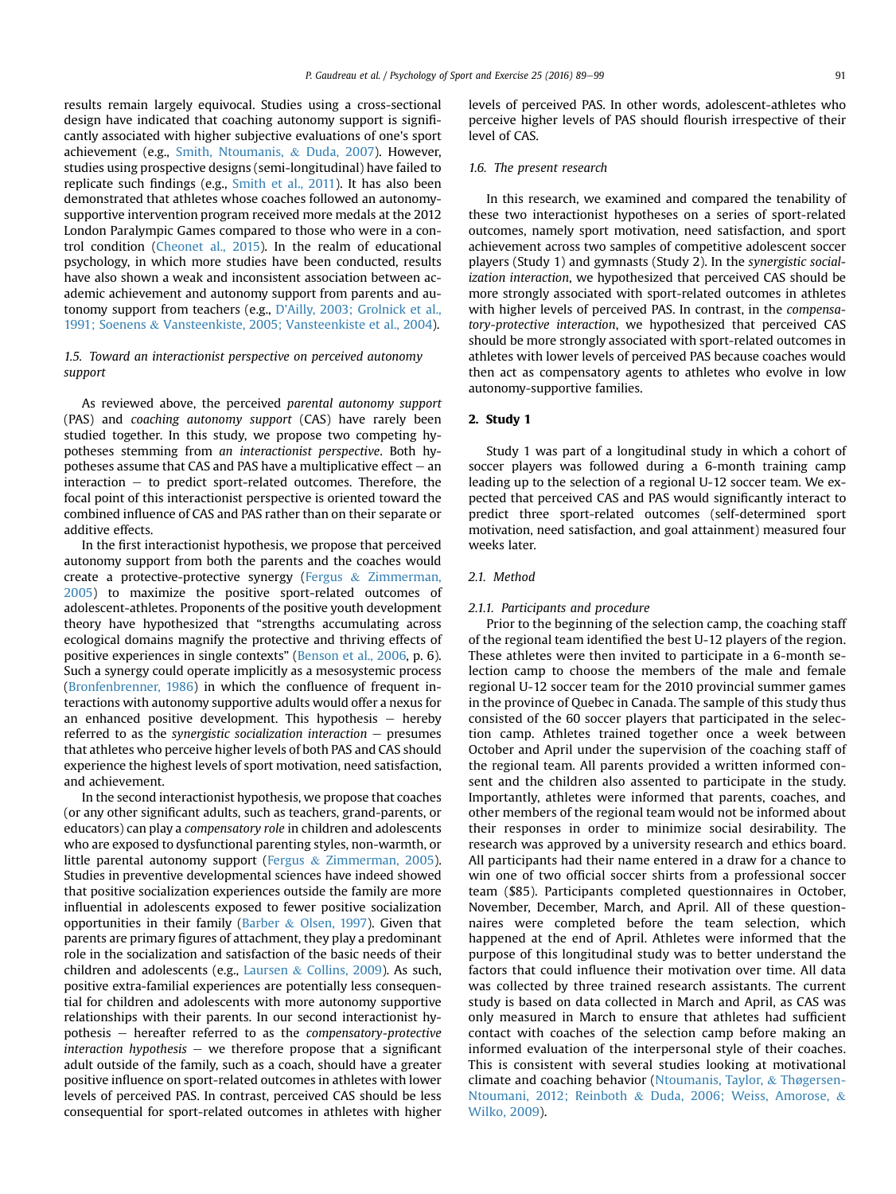results remain largely equivocal. Studies using a cross-sectional design have indicated that coaching autonomy support is significantly associated with higher subjective evaluations of one's sport achievement (e.g., Smith, Ntoumanis, & Duda, 2007). However, studies using prospective designs (semi-longitudinal) have failed to replicate such findings (e.g., Smith et al., 2011). It has also been demonstrated that athletes whose coaches followed an autonomy-supportive intervention program received more medals at the 2012 London Paralympic Games compared to those who were in a control condition (Cheonet al., 2015). In the realm of educational psychology, in which more studies have been conducted, results have also shown a weak and inconsistent association between academic achievement and autonomy support from parents and autonomy support from teachers (e.g., D'Ailly, 2003; Grolnick et al., 1991; Soenens & Vansteenkiste, 2005; Vansteenkiste et al., 2004).

### 1.5. Toward an interactionist perspective on perceived autonomy support

As reviewed above, the perceived *parental autonomy support* (PAS) and *coaching autonomy support* (CAS) have rarely been studied together. In this study, we propose two competing hypotheses stemming from *an interactionist perspective*. Both hypotheses assume that CAS and PAS have a multiplicative effect – an interaction – to predict sport-related outcomes. Therefore, the focal point of this interactionist perspective is oriented toward the combined influence of CAS and PAS rather than on their separate or additive effects.

In the first interactionist hypothesis, we propose that perceived autonomy support from both the parents and the coaches would create a protective-protective synergy (Fergus & Zimmerman, 2005) to maximize the positive sport-related outcomes of adolescent-athletes. Proponents of the positive youth development theory have hypothesized that "strengths accumulating across ecological domains magnify the protective and thriving effects of positive experiences in single contexts" (Benson et al., 2006, p. 6). Such a synergy could operate implicitly as a mesosystemic process (Bronfenbrenner, 1986) in which the confluence of frequent interactions with autonomy supportive adults would offer a nexus for an enhanced positive development. This hypothesis – hereby referred to as the *synergistic socialization interaction* – presumes that athletes who perceive higher levels of both PAS and CAS should experience the highest levels of sport motivation, need satisfaction, and achievement.

In the second interactionist hypothesis, we propose that coaches (or any other significant adults, such as teachers, grand-parents, or educators) can play a *compensatory role* in children and adolescents who are exposed to dysfunctional parenting styles, non-warmth, or little parental autonomy support (Fergus & Zimmerman, 2005). Studies in preventive developmental sciences have indeed showed that positive socialization experiences outside the family are more influential in adolescents exposed to fewer positive socialization opportunities in their family (Barber & Olsen, 1997). Given that parents are primary figures of attachment, they play a predominant role in the socialization and satisfaction of the basic needs of their children and adolescents (e.g., Laursen & Collins, 2009). As such, positive extra-familial experiences are potentially less consequential for children and adolescents with more autonomy supportive relationships with their parents. In our second interactionist hypothesis – hereafter referred to as the *compensatory-protective interaction hypothesis* – we therefore propose that a significant adult outside of the family, such as a coach, should have a greater positive influence on sport-related outcomes in athletes with lower levels of perceived PAS. In contrast, perceived CAS should be less consequential for sport-related outcomes in athletes with higher levels of perceived PAS. In other words, adolescent-athletes who perceive higher levels of PAS should flourish irrespective of their level of CAS.

### 1.6. The present research

In this research, we examined and compared the tenability of these two interactionist hypotheses on a series of sport-related outcomes, namely sport motivation, need satisfaction, and sport achievement across two samples of competitive adolescent soccer players (Study 1) and gymnasts (Study 2). In the *synergistic socialization interaction*, we hypothesized that perceived CAS should be more strongly associated with sport-related outcomes in athletes with higher levels of perceived PAS. In contrast, in the *compensatory-protective interaction*, we hypothesized that perceived CAS should be more strongly associated with sport-related outcomes in athletes with lower levels of perceived PAS because coaches would then act as compensatory agents to athletes who evolve in low autonomy-supportive families.

## 2. Study 1

Study 1 was part of a longitudinal study in which a cohort of soccer players was followed during a 6-month training camp leading up to the selection of a regional U-12 soccer team. We expected that perceived CAS and PAS would significantly interact to predict three sport-related outcomes (self-determined sport motivation, need satisfaction, and goal attainment) measured four weeks later.

### 2.1. Method

#### 2.1.1. Participants and procedure

Prior to the beginning of the selection camp, the coaching staff of the regional team identified the best U-12 players of the region. These athletes were then invited to participate in a 6-month selection camp to choose the members of the male and female regional U-12 soccer team for the 2010 provincial summer games in the province of Quebec in Canada. The sample of this study thus consisted of the 60 soccer players that participated in the selection camp. Athletes trained together once a week between October and April under the supervision of the coaching staff of the regional team. All parents provided a written informed consent and the children also assented to participate in the study. Importantly, athletes were informed that parents, coaches, and other members of the regional team would not be informed about their responses in order to minimize social desirability. The research was approved by a university research and ethics board. All participants had their name entered in a draw for a chance to win one of two official soccer shirts from a professional soccer team ($85). Participants completed questionnaires in October, November, December, March, and April. All of these questionnaires were completed before the team selection, which happened at the end of April. Athletes were informed that the purpose of this longitudinal study was to better understand the factors that could influence their motivation over time. All data was collected by three trained research assistants. The current study is based on data collected in March and April, as CAS was only measured in March to ensure that athletes had sufficient contact with coaches of the selection camp before making an informed evaluation of the interpersonal style of their coaches. This is consistent with several studies looking at motivational climate and coaching behavior (Ntoumanis, Taylor, & Thøgersen-Ntoumani, 2012; Reinboth & Duda, 2006; Weiss, Amorose, & Wilko, 2009).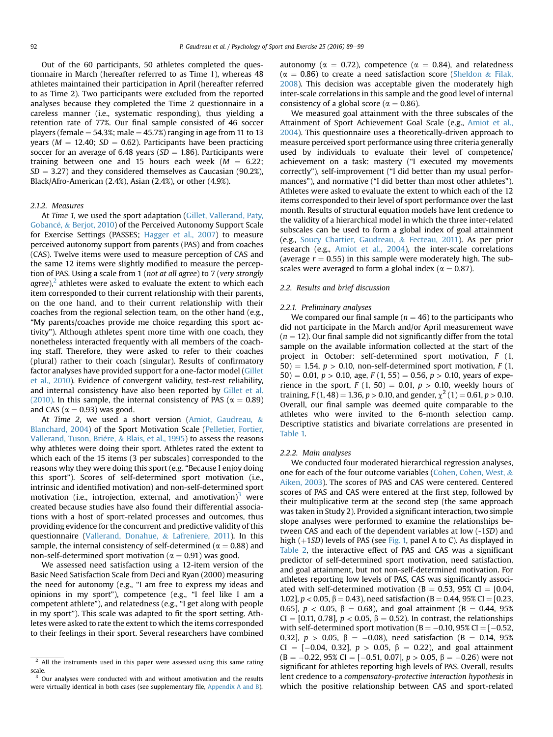Out of the 60 participants, 50 athletes completed the questionnaire in March (hereafter referred to as Time 1), whereas 48 athletes maintained their participation in April (hereafter referred to as Time 2). Two participants were excluded from the reported analyses because they completed the Time 2 questionnaire in a careless manner (i.e., systematic responding), thus yielding a retention rate of 77%. Our final sample consisted of 46 soccer players (female = 54.3%; male = 45.7%) ranging in age from 11 to 13 years ($M = 12.40$; $SD = 0.62$). Participants have been practicing soccer for an average of 6.48 years ($SD = 1.86$). Participants were training between one and 15 hours each week ($M = 6.22$; $SD = 3.27$) and they considered themselves as Caucasian (90.2%), Black/Afro-American (2.4%), Asian (2.4%), or other (4.9%).

#### 2.1.2. Measures

At *Time 1*, we used the sport adaptation (Gillet, Vallerand, Paty, Gobancé, & Berjot, 2010) of the Perceived Autonomy Support Scale for Exercise Settings (PASSES; Hagger et al., 2007) to measure perceived autonomy support from parents (PAS) and from coaches (CAS). Twelve items were used to measure perception of CAS and the same 12 items were slightly modified to measure the perception of PAS. Using a scale from 1 (*not at all agree*) to 7 (*very strongly agree*),[2] athletes were asked to evaluate the extent to which each item corresponded to their current relationship with their parents, on the one hand, and to their current relationship with their coaches from the regional selection team, on the other hand (e.g., "My parents/coaches provide me choice regarding this sport activity"). Although athletes spent more time with one coach, they nonetheless interacted frequently with all members of the coaching staff. Therefore, they were asked to refer to their coaches (plural) rather to their coach (singular). Results of confirmatory factor analyses have provided support for a one-factor model (Gillet et al., 2010). Evidence of convergent validity, test-rest reliability, and internal consistency have also been reported by Gillet et al. (2010). In this sample, the internal consistency of PAS ($\alpha = 0.89$) and CAS ($\alpha = 0.93$) was good.

At *Time 2*, we used a short version (Amiot, Gaudreau, & Blanchard, 2004) of the Sport Motivation Scale (Pelletier, Fortier, Vallerand, Tuson, Briére, & Blais, et al., 1995) to assess the reasons why athletes were doing their sport. Athletes rated the extent to which each of the 15 items (3 per subscales) corresponded to the reasons why they were doing this sport (e.g. "Because I enjoy doing this sport"). Scores of self-determined sport motivation (i.e., intrinsic and identified motivation) and non-self-determined sport motivation (i.e., introjection, external, and amotivation)[3] were created because studies have also found their differential associations with a host of sport-related processes and outcomes, thus providing evidence for the concurrent and predictive validity of this questionnaire (Vallerand, Donahue, & Lafreniere, 2011). In this sample, the internal consistency of self-determined ($\alpha = 0.88$) and non-self-determined sport motivation ($\alpha = 0.91$) was good.

We assessed need satisfaction using a 12-item version of the Basic Need Satisfaction Scale from Deci and Ryan (2000) measuring the need for autonomy (e.g., "I am free to express my ideas and opinions in my sport"), competence (e.g., "I feel like I am a competent athlete"), and relatedness (e.g., "I get along with people in my sport"). This scale was adapted to fit the sport setting. Athletes were asked to rate the extent to which the items corresponded to their feelings in their sport. Several researchers have combined autonomy ($\alpha = 0.72$), competence ($\alpha = 0.84$), and relatedness ($\alpha = 0.86$) to create a need satisfaction score (Sheldon & Filak, 2008). This decision was acceptable given the moderately high inter-scale correlations in this sample and the good level of internal consistency of a global score ($\alpha = 0.86$).

We measured goal attainment with the three subscales of the Attainment of Sport Achievement Goal Scale (e.g., Amiot et al., 2004). This questionnaire uses a theoretically-driven approach to measure perceived sport performance using three criteria generally used by individuals to evaluate their level of competence/achievement on a task: mastery ("I executed my movements correctly"), self-improvement ("I did better than my usual performances"), and normative ("I did better than most other athletes"). Athletes were asked to evaluate the extent to which each of the 12 items corresponded to their level of sport performance over the last month. Results of structural equation models have lent credence to the validity of a hierarchical model in which the three inter-related subscales can be used to form a global index of goal attainment (e.g., Soucy Chartier, Gaudreau, & Fecteau, 2011). As per prior research (e.g., Amiot et al., 2004), the inter-scale correlations (average $r = 0.55$) in this sample were moderately high. The subscales were averaged to form a global index ($\alpha = 0.87$).

### 2.2. Results and brief discussion

#### 2.2.1. Preliminary analyses

We compared our final sample ($n = 46$) to the participants who did not participate in the March and/or April measurement wave ($n = 12$). Our final sample did not significantly differ from the total sample on the available information collected at the start of the project in October: self-determined sport motivation, $F$ (1, 50) = 1.54, $p > 0.10$, non-self-determined sport motivation, $F$ (1, 50) = 0.01, $p > 0.10$, age, $F$ (1, 55) = 0.56, $p > 0.10$, years of experience in the sport, $F$ (1, 50) = 0.01, $p > 0.10$, weekly hours of training, $F$ (1, 48) = 1.36, $p > 0.10$, and gender, $\chi^2$ (1) = 0.61, $p > 0.10$. Overall, our final sample was deemed quite comparable to the athletes who were invited to the 6-month selection camp. Descriptive statistics and bivariate correlations are presented in Table 1.

#### 2.2.2. Main analyses

We conducted four moderated hierarchical regression analyses, one for each of the four outcome variables (Cohen, Cohen, West, & Aiken, 2003). The scores of PAS and CAS were centered. Centered scores of PAS and CAS were entered at the first step, followed by their multiplicative term at the second step (the same approach was taken in Study 2). Provided a significant interaction, two simple slope analyses were performed to examine the relationships between CAS and each of the dependent variables at low (-1*SD*) and high (+1*SD*) levels of PAS (see Fig. 1, panel A to C). As displayed in Table 2, the interactive effect of PAS and CAS was a significant predictor of self-determined sport motivation, need satisfaction, and goal attainment, but not non-self-determined motivation. For athletes reporting low levels of PAS, CAS was significantly associated with self-determined motivation (B = 0.53, 95% CI = [0.04, 1.02], $p < 0.05$, $\beta = 0.43$), need satisfaction (B = 0.44, 95% CI = [0.23, 0.65], $p < 0.05$, $\beta = 0.68$), and goal attainment (B = 0.44, 95% CI = [0.11, 0.78], $p < 0.05$, $\beta = 0.52$). In contrast, the relationships with self-determined sport motivation (B = −0.10, 95% CI = [−0.52, 0.32], $p > 0.05$, $\beta = -0.08$), need satisfaction (B = 0.14, 95% CI = [−0.04, 0.32], $p > 0.05$, $\beta = 0.22$), and goal attainment (B = −0.22, 95% CI = [−0.51, 0.07], $p > 0.05$, $\beta = -0.26$) were not significant for athletes reporting high levels of PAS. Overall, results lent credence to a *compensatory-protective interaction hypothesis* in which the positive relationship between CAS and sport-related

[2] All the instruments used in this paper were assessed using this same rating scale.

[3] Our analyses were conducted with and without amotivation and the results were virtually identical in both cases (see supplementary file, Appendix A and B).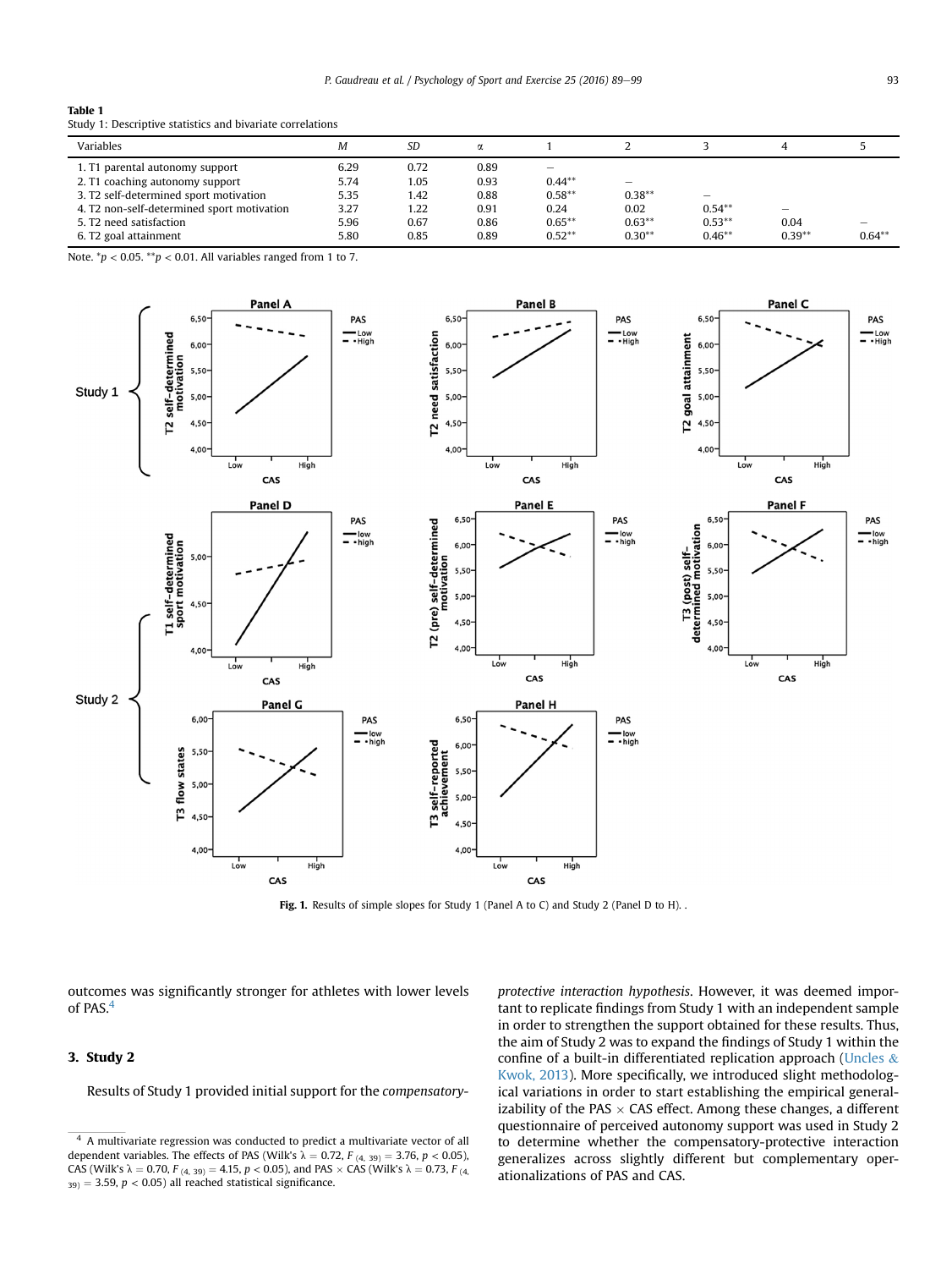**Table 1**
Study 1: Descriptive statistics and bivariate correlations

| Variables | *M* | *SD* | α | 1 | 2 | 3 | 4 | 5 |
|---|---|---|---|---|---|---|---|---|
| 1. T1 parental autonomy support | 6.29 | 0.72 | 0.89 | – | | | | |
| 2. T1 coaching autonomy support | 5.74 | 1.05 | 0.93 | 0.44** | – | | | |
| 3. T2 self-determined sport motivation | 5.35 | 1.42 | 0.88 | 0.58** | 0.38** | – | | |
| 4. T2 non-self-determined sport motivation | 3.27 | 1.22 | 0.91 | 0.24 | 0.02 | 0.54** | – | |
| 5. T2 need satisfaction | 5.96 | 0.67 | 0.86 | 0.65** | 0.63** | 0.53** | 0.04 | – |
| 6. T2 goal attainment | 5.80 | 0.85 | 0.89 | 0.52** | 0.30** | 0.46** | 0.39** | 0.64** |

Note. $^{*}p < 0.05$. $^{**}p < 0.01$. All variables ranged from 1 to 7.

**Fig. 1.** Results of simple slopes for Study 1 (Panel A to C) and Study 2 (Panel D to H). .

outcomes was significantly stronger for athletes with lower levels of PAS.[4]

## 3. Study 2

Results of Study 1 provided initial support for the *compensatory-protective interaction hypothesis*. However, it was deemed important to replicate findings from Study 1 with an independent sample in order to strengthen the support obtained for these results. Thus, the aim of Study 2 was to expand the findings of Study 1 within the confine of a built-in differentiated replication approach (Uncles & Kwok, 2013). More specifically, we introduced slight methodological variations in order to start establishing the empirical generalizability of the PAS × CAS effect. Among these changes, a different questionnaire of perceived autonomy support was used in Study 2 to determine whether the compensatory-protective interaction generalizes across slightly different but complementary operationalizations of PAS and CAS.

[4] A multivariate regression was conducted to predict a multivariate vector of all dependent variables. The effects of PAS (Wilk's $\lambda = 0.72$, $F_{(4,\ 39)} = 3.76$, $p < 0.05$), CAS (Wilk's $\lambda = 0.70$, $F_{(4,\ 39)} = 4.15$, $p < 0.05$), and PAS × CAS (Wilk's $\lambda = 0.73$, $F_{(4,\ 39)} = 3.59$, $p < 0.05$) all reached statistical significance.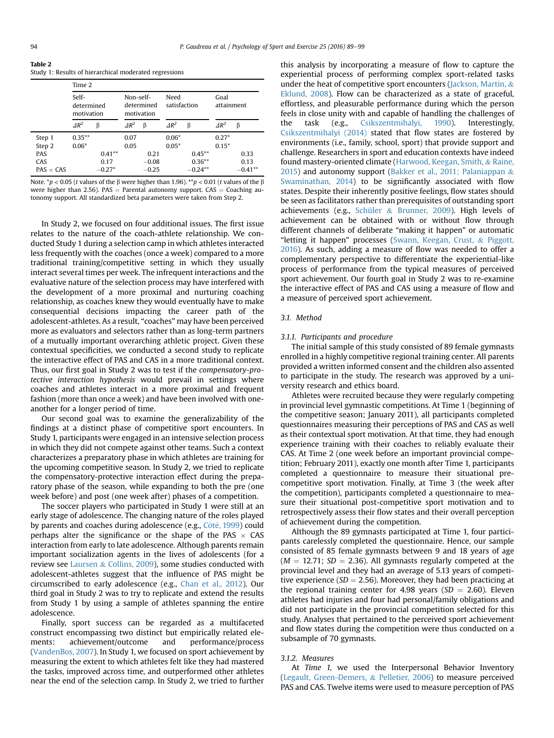**Table 2**
Study 1: Results of hierarchical moderated regressions

| | Time 2 | | | | | | | |
|---|---|---|---|---|---|---|---|---|
| | Self-determined motivation | | Non-self-determined motivation | | Need satisfaction | | Goal attainment | |
| | $\Delta R^2$ | β | $\Delta R^2$ | β | $\Delta R^2$ | β | $\Delta R^2$ | β |
| Step 1 | 0.35** | | 0.07 | | 0.06* | | 0.27* | |
| Step 2 | 0.06* | | 0.05 | | 0.05* | | 0.15* | |
| PAS | | 0.41** | | 0.21 | | 0.45** | | 0.33 |
| CAS | | 0.17 | | −0.08 | | 0.36** | | 0.13 |
| PAS × CAS | | −0.27* | | −0.25 | | −0.24** | | −0.41** |

Note. *$p < 0.05$ (t values of the β were higher than 1.96). **$p < 0.01$ (t values of the β were higher than 2.56). PAS = Parental autonomy support. CAS = Coaching autonomy support. All standardized beta parameters were taken from Step 2.

In Study 2, we focused on four additional issues. The first issue relates to the nature of the coach-athlete relationship. We conducted Study 1 during a selection camp in which athletes interacted less frequently with the coaches (once a week) compared to a more traditional training/competitive setting in which they usually interact several times per week. The infrequent interactions and the evaluative nature of the selection process may have interfered with the development of a more proximal and nurturing coaching relationship, as coaches knew they would eventually have to make consequential decisions impacting the career path of the adolescent-athletes. As a result, "coaches" may have been perceived more as evaluators and selectors rather than as long-term partners of a mutually important overarching athletic project. Given these contextual specificities, we conducted a second study to replicate the interactive effect of PAS and CAS in a more traditional context. Thus, our first goal in Study 2 was to test if the *compensatory-protective interaction hypothesis* would prevail in settings where coaches and athletes interact in a more proximal and frequent fashion (more than once a week) and have been involved with one-another for a longer period of time.

Our second goal was to examine the generalizability of the findings at a distinct phase of competitive sport encounters. In Study 1, participants were engaged in an intensive selection process in which they did not compete against other teams. Such a context characterizes a preparatory phase in which athletes are training for the upcoming competitive season. In Study 2, we tried to replicate the compensatory-protective interaction effect during the preparatory phase of the season, while expanding to both the pre (one week before) and post (one week after) phases of a competition.

The soccer players who participated in Study 1 were still at an early stage of adolescence. The changing nature of the roles played by parents and coaches during adolescence (e.g., Côté, 1999) could perhaps alter the significance or the shape of the PAS × CAS interaction from early to late adolescence. Although parents remain important socialization agents in the lives of adolescents (for a review see Laursen & Collins, 2009), some studies conducted with adolescent-athletes suggest that the influence of PAS might be circumscribed to early adolescence (e.g., Chan et al., 2012). Our third goal in Study 2 was to try to replicate and extend the results from Study 1 by using a sample of athletes spanning the entire adolescence.

Finally, sport success can be regarded as a multifaceted construct encompassing two distinct but empirically related elements: achievement/outcome and performance/process (VandenBos, 2007). In Study 1, we focused on sport achievement by measuring the extent to which athletes felt like they had mastered the tasks, improved across time, and outperformed other athletes near the end of the selection camp. In Study 2, we tried to further this analysis by incorporating a measure of flow to capture the experiential process of performing complex sport-related tasks under the heat of competitive sport encounters (Jackson, Martin, & Eklund, 2008). Flow can be characterized as a state of graceful, effortless, and pleasurable performance during which the person feels in close unity with and capable of handling the challenges of the task (e.g., Csikszentmihalyi, 1990). Interestingly, Csikszentmihalyi (2014) stated that flow states are fostered by environments (i.e., family, school, sport) that provide support and challenge. Researchers in sport and education contexts have indeed found mastery-oriented climate (Harwood, Keegan, Smith, & Raine, 2015) and autonomy support (Bakker et al., 2011; Palaniappan & Swaminathan, 2014) to be significantly associated with flow states. Despite their inherently positive feelings, flow states should be seen as facilitators rather than prerequisites of outstanding sport achievements (e.g., Schüler & Brunner, 2009). High levels of achievement can be obtained with or without flow through different channels of deliberate "making it happen" or automatic "letting it happen" processes (Swann, Keegan, Crust, & Piggott, 2016). As such, adding a measure of flow was needed to offer a complementary perspective to differentiate the experiential-like process of performance from the typical measures of perceived sport achievement. Our fourth goal in Study 2 was to re-examine the interactive effect of PAS and CAS using a measure of flow and a measure of perceived sport achievement.

### 3.1. Method

#### 3.1.1. Participants and procedure

The initial sample of this study consisted of 89 female gymnasts enrolled in a highly competitive regional training center. All parents provided a written informed consent and the children also assented to participate in the study. The research was approved by a university research and ethics board.

Athletes were recruited because they were regularly competing in provincial level gymnastic competitions. At Time 1 (beginning of the competitive season; January 2011), all participants completed questionnaires measuring their perceptions of PAS and CAS as well as their contextual sport motivation. At that time, they had enough experience training with their coaches to reliably evaluate their CAS. At Time 2 (one week before an important provincial competition; February 2011), exactly one month after Time 1, participants completed a questionnaire to measure their situational pre-competitive sport motivation. Finally, at Time 3 (the week after the competition), participants completed a questionnaire to measure their situational post-competitive sport motivation and to retrospectively assess their flow states and their overall perception of achievement during the competition.

Although the 89 gymnasts participated at Time 1, four participants carelessly completed the questionnaire. Hence, our sample consisted of 85 female gymnasts between 9 and 18 years of age ($M = 12.71$; $SD = 2.36$). All gymnasts regularly competed at the provincial level and they had an average of 5.13 years of competitive experience ($SD = 2.56$). Moreover, they had been practicing at the regional training center for 4.98 years ($SD = 2.60$). Eleven athletes had injuries and four had personal/family obligations and did not participate in the provincial competition selected for this study. Analyses that pertained to the perceived sport achievement and flow states during the competition were thus conducted on a subsample of 70 gymnasts.

#### 3.1.2. Measures

At *Time 1*, we used the Interpersonal Behavior Inventory (Legault, Green-Demers, & Pelletier, 2006) to measure perceived PAS and CAS. Twelve items were used to measure perception of PAS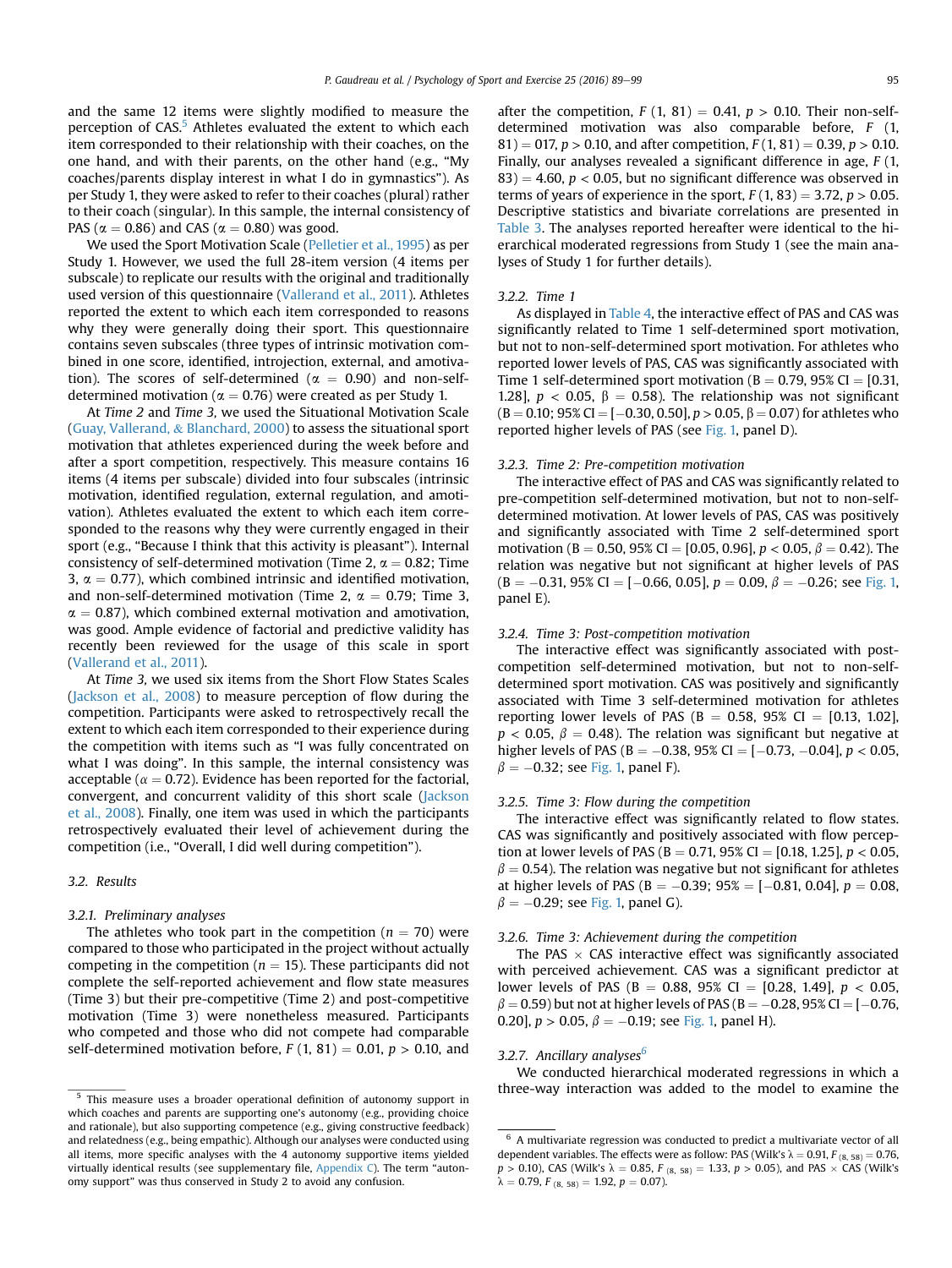and the same 12 items were slightly modified to measure the perception of CAS.[5] Athletes evaluated the extent to which each item corresponded to their relationship with their coaches, on the one hand, and with their parents, on the other hand (e.g., "My coaches/parents display interest in what I do in gymnastics"). As per Study 1, they were asked to refer to their coaches (plural) rather to their coach (singular). In this sample, the internal consistency of PAS ($\alpha = 0.86$) and CAS ($\alpha = 0.80$) was good.

We used the Sport Motivation Scale (Pelletier et al., 1995) as per Study 1. However, we used the full 28-item version (4 items per subscale) to replicate our results with the original and traditionally used version of this questionnaire (Vallerand et al., 2011). Athletes reported the extent to which each item corresponded to reasons why they were generally doing their sport. This questionnaire contains seven subscales (three types of intrinsic motivation combined in one score, identified, introjection, external, and amotivation). The scores of self-determined ($\alpha = 0.90$) and non-self-determined motivation ($\alpha = 0.76$) were created as per Study 1.

At *Time 2* and *Time 3*, we used the Situational Motivation Scale (Guay, Vallerand, & Blanchard, 2000) to assess the situational sport motivation that athletes experienced during the week before and after a sport competition, respectively. This measure contains 16 items (4 items per subscale) divided into four subscales (intrinsic motivation, identified regulation, external regulation, and amotivation). Athletes evaluated the extent to which each item corresponded to the reasons why they were currently engaged in their sport (e.g., "Because I think that this activity is pleasant"). Internal consistency of self-determined motivation (Time 2, $\alpha = 0.82$; Time 3, $\alpha = 0.77$), which combined intrinsic and identified motivation, and non-self-determined motivation (Time 2, $\alpha = 0.79$; Time 3, $\alpha = 0.87$), which combined external motivation and amotivation, was good. Ample evidence of factorial and predictive validity has recently been reviewed for the usage of this scale in sport (Vallerand et al., 2011).

At *Time 3*, we used six items from the Short Flow States Scales (Jackson et al., 2008) to measure perception of flow during the competition. Participants were asked to retrospectively recall the extent to which each item corresponded to their experience during the competition with items such as "I was fully concentrated on what I was doing". In this sample, the internal consistency was acceptable ($\alpha = 0.72$). Evidence has been reported for the factorial, convergent, and concurrent validity of this short scale (Jackson et al., 2008). Finally, one item was used in which the participants retrospectively evaluated their level of achievement during the competition (i.e., "Overall, I did well during competition").

### 3.2. Results

#### 3.2.1. Preliminary analyses

The athletes who took part in the competition ($n = 70$) were compared to those who participated in the project without actually competing in the competition ($n = 15$). These participants did not complete the self-reported achievement and flow state measures (Time 3) but their pre-competitive (Time 2) and post-competitive motivation (Time 3) were nonetheless measured. Participants who competed and those who did not compete had comparable self-determined motivation before, $F(1, 81) = 0.01$, $p > 0.10$, and after the competition, $F(1, 81) = 0.41$, $p > 0.10$. Their non-self-determined motivation was also comparable before, $F(1, 81) = 017$, $p > 0.10$, and after competition, $F(1, 81) = 0.39$, $p > 0.10$. Finally, our analyses revealed a significant difference in age, $F(1, 83) = 4.60$, $p < 0.05$, but no significant difference was observed in terms of years of experience in the sport, $F(1, 83) = 3.72$, $p > 0.05$. Descriptive statistics and bivariate correlations are presented in Table 3. The analyses reported hereafter were identical to the hierarchical moderated regressions from Study 1 (see the main analyses of Study 1 for further details).

#### 3.2.2. Time 1

As displayed in Table 4, the interactive effect of PAS and CAS was significantly related to Time 1 self-determined sport motivation, but not to non-self-determined sport motivation. For athletes who reported lower levels of PAS, CAS was significantly associated with Time 1 self-determined sport motivation (B = 0.79, 95% CI = [0.31, 1.28], $p < 0.05$, $\beta = 0.58$). The relationship was not significant (B = 0.10; 95% CI = [−0.30, 0.50], $p > 0.05$, $\beta = 0.07$) for athletes who reported higher levels of PAS (see Fig. 1, panel D).

#### 3.2.3. Time 2: Pre-competition motivation

The interactive effect of PAS and CAS was significantly related to pre-competition self-determined motivation, but not to non-self-determined motivation. At lower levels of PAS, CAS was positively and significantly associated with Time 2 self-determined sport motivation (B = 0.50, 95% CI = [0.05, 0.96], $p < 0.05$, $\beta = 0.42$). The relation was negative but not significant at higher levels of PAS (B = −0.31, 95% CI = [−0.66, 0.05], $p = 0.09$, $\beta = -0.26$; see Fig. 1, panel E).

#### 3.2.4. Time 3: Post-competition motivation

The interactive effect was significantly associated with post-competition self-determined motivation, but not to non-self-determined sport motivation. CAS was positively and significantly associated with Time 3 self-determined motivation for athletes reporting lower levels of PAS (B = 0.58, 95% CI = [0.13, 1.02], $p < 0.05$, $\beta = 0.48$). The relation was significant but negative at higher levels of PAS (B = −0.38, 95% CI = [−0.73, −0.04], $p < 0.05$, $\beta = -0.32$; see Fig. 1, panel F).

#### 3.2.5. Time 3: Flow during the competition

The interactive effect was significantly related to flow states. CAS was significantly and positively associated with flow perception at lower levels of PAS (B = 0.71, 95% CI = [0.18, 1.25], $p < 0.05$, $\beta = 0.54$). The relation was negative but not significant for athletes at higher levels of PAS (B = −0.39; 95% = [−0.81, 0.04], $p = 0.08$, $\beta = -0.29$; see Fig. 1, panel G).

#### 3.2.6. Time 3: Achievement during the competition

The PAS × CAS interactive effect was significantly associated with perceived achievement. CAS was a significant predictor at lower levels of PAS (B = 0.88, 95% CI = [0.28, 1.49], $p < 0.05$, $\beta = 0.59$) but not at higher levels of PAS (B = −0.28, 95% CI = [−0.76, 0.20], $p > 0.05$, $\beta = -0.19$; see Fig. 1, panel H).

#### 3.2.7. Ancillary analyses[6]

We conducted hierarchical moderated regressions in which a three-way interaction was added to the model to examine the

---

[5] This measure uses a broader operational definition of autonomy support in which coaches and parents are supporting one's autonomy (e.g., providing choice and rationale), but also supporting competence (e.g., giving constructive feedback) and relatedness (e.g., being empathic). Although our analyses were conducted using all items, more specific analyses with the 4 autonomy supportive items yielded virtually identical results (see supplementary file, Appendix C). The term "autonomy support" was thus conserved in Study 2 to avoid any confusion.

[6] A multivariate regression was conducted to predict a multivariate vector of all dependent variables. The effects were as follow: PAS (Wilk's $\lambda = 0.91$, $F_{(8, 58)} = 0.76$, $p > 0.10$), CAS (Wilk's $\lambda = 0.85$, $F_{(8, 58)} = 1.33$, $p > 0.05$), and PAS × CAS (Wilk's $\lambda = 0.79$, $F_{(8, 58)} = 1.92$, $p = 0.07$).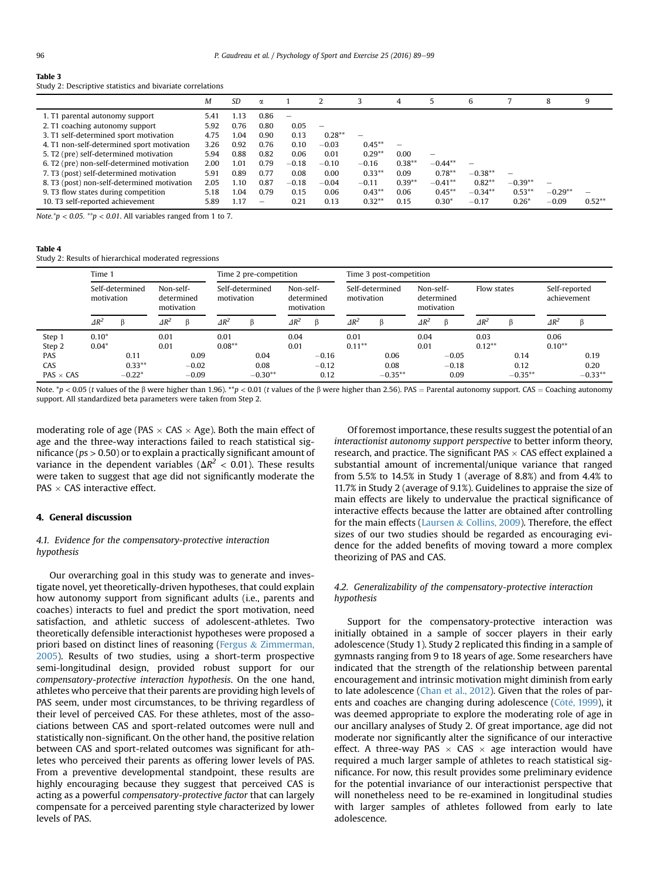**Table 3**
Study 2: Descriptive statistics and bivariate correlations

| | M | SD | α | 1 | 2 | 3 | 4 | 5 | 6 | 7 | 8 | 9 |
|---|---|---|---|---|---|---|---|---|---|---|---|---|
| 1. T1 parental autonomy support | 5.41 | 1.13 | 0.86 | – | | | | | | | | |
| 2. T1 coaching autonomy support | 5.92 | 0.76 | 0.80 | 0.05 | – | | | | | | | |
| 3. T1 self-determined sport motivation | 4.75 | 1.04 | 0.90 | 0.13 | 0.28** | – | | | | | | |
| 4. T1 non-self-determined sport motivation | 3.26 | 0.92 | 0.76 | 0.10 | −0.03 | 0.45** | – | | | | | |
| 5. T2 (pre) self-determined motivation | 5.94 | 0.88 | 0.82 | 0.06 | 0.01 | 0.29** | 0.00 | – | | | | |
| 6. T2 (pre) non-self-determined motivation | 2.00 | 1.01 | 0.79 | −0.18 | −0.10 | −0.16 | 0.38** | −0.44** | – | | | |
| 7. T3 (post) self-determined motivation | 5.91 | 0.89 | 0.77 | 0.08 | 0.00 | 0.33** | 0.09 | 0.78** | −0.38** | – | | |
| 8. T3 (post) non-self-determined motivation | 2.05 | 1.10 | 0.87 | −0.18 | −0.04 | −0.11 | 0.39** | −0.41** | 0.82** | −0.39** | – | |
| 9. T3 flow states during competition | 5.18 | 1.04 | 0.79 | 0.15 | 0.06 | 0.43** | 0.06 | 0.45** | −0.34** | 0.53** | −0.29** | – |
| 10. T3 self-reported achievement | 5.89 | 1.17 | – | 0.21 | 0.13 | 0.32** | 0.15 | 0.30* | −0.17 | 0.26* | −0.09 | 0.52** |

*Note.* *$p < 0.05$. **$p < 0.01$. All variables ranged from 1 to 7.

**Table 4**
Study 2: Results of hierarchical moderated regressions

| | Time 1 | | | | Time 2 pre-competition | | | | Time 3 post-competition | | | | | | | |
|---|---|---|---|---|---|---|---|---|---|---|---|---|---|---|---|---|
| | Self-determined motivation | | Non-self-determined motivation | | Self-determined motivation | | Non-self-determined motivation | | Self-determined motivation | | Non-self-determined motivation | | Flow states | | Self-reported achievement | |
| | $\Delta R^2$ | β | $\Delta R^2$ | β | $\Delta R^2$ | β | $\Delta R^2$ | β | $\Delta R^2$ | β | $\Delta R^2$ | β | $\Delta R^2$ | β | $\Delta R^2$ | β |
| Step 1 | 0.10* | | 0.01 | | 0.01 | | 0.04 | | 0.01 | | 0.04 | | 0.03 | | 0.06 | |
| Step 2 | 0.04* | | 0.01 | | 0.08** | | 0.01 | | 0.11** | | 0.01 | | 0.12** | | 0.10** | |
| PAS | | 0.11 | | 0.09 | | 0.04 | | −0.16 | | 0.06 | | −0.05 | | 0.14 | | 0.19 |
| CAS | | 0.33** | | −0.02 | | 0.08 | | −0.12 | | 0.08 | | −0.18 | | 0.12 | | 0.20 |
| PAS × CAS | | −0.22* | | −0.09 | | −0.30** | | 0.12 | | −0.35** | | 0.09 | | −0.35** | | −0.33** |

Note. *$p < 0.05$ ($t$ values of the β were higher than 1.96). **$p < 0.01$ ($t$ values of the β were higher than 2.56). PAS = Parental autonomy support. CAS = Coaching autonomy support. All standardized beta parameters were taken from Step 2.

moderating role of age (PAS × CAS × Age). Both the main effect of age and the three-way interactions failed to reach statistical significance ($ps > 0.50$) or to explain a practically significant amount of variance in the dependent variables ($\Delta R^2 < 0.01$). These results were taken to suggest that age did not significantly moderate the PAS × CAS interactive effect.

## 4. General discussion

### 4.1. Evidence for the compensatory-protective interaction hypothesis

Our overarching goal in this study was to generate and investigate novel, yet theoretically-driven hypotheses, that could explain how autonomy support from significant adults (i.e., parents and coaches) interacts to fuel and predict the sport motivation, need satisfaction, and athletic success of adolescent-athletes. Two theoretically defensible interactionist hypotheses were proposed a priori based on distinct lines of reasoning (Fergus & Zimmerman, 2005). Results of two studies, using a short-term prospective semi-longitudinal design, provided robust support for our *compensatory-protective interaction hypothesis*. On the one hand, athletes who perceive that their parents are providing high levels of PAS seem, under most circumstances, to be thriving regardless of their level of perceived CAS. For these athletes, most of the associations between CAS and sport-related outcomes were null and statistically non-significant. On the other hand, the positive relation between CAS and sport-related outcomes was significant for athletes who perceived their parents as offering lower levels of PAS. From a preventive developmental standpoint, these results are highly encouraging because they suggest that perceived CAS is acting as a powerful *compensatory-protective factor* that can largely compensate for a perceived parenting style characterized by lower levels of PAS.

Of foremost importance, these results suggest the potential of an *interactionist autonomy support perspective* to better inform theory, research, and practice. The significant PAS × CAS effect explained a substantial amount of incremental/unique variance that ranged from 5.5% to 14.5% in Study 1 (average of 8.8%) and from 4.4% to 11.7% in Study 2 (average of 9.1%). Guidelines to appraise the size of main effects are likely to undervalue the practical significance of interactive effects because the latter are obtained after controlling for the main effects (Laursen & Collins, 2009). Therefore, the effect sizes of our two studies should be regarded as encouraging evidence for the added benefits of moving toward a more complex theorizing of PAS and CAS.

### 4.2. Generalizability of the compensatory-protective interaction hypothesis

Support for the compensatory-protective interaction was initially obtained in a sample of soccer players in their early adolescence (Study 1). Study 2 replicated this finding in a sample of gymnasts ranging from 9 to 18 years of age. Some researchers have indicated that the strength of the relationship between parental encouragement and intrinsic motivation might diminish from early to late adolescence (Chan et al., 2012). Given that the roles of parents and coaches are changing during adolescence (Côté, 1999), it was deemed appropriate to explore the moderating role of age in our ancillary analyses of Study 2. Of great importance, age did not moderate nor significantly alter the significance of our interactive effect. A three-way PAS × CAS × age interaction would have required a much larger sample of athletes to reach statistical significance. For now, this result provides some preliminary evidence for the potential invariance of our interactionist perspective that will nonetheless need to be re-examined in longitudinal studies with larger samples of athletes followed from early to late adolescence.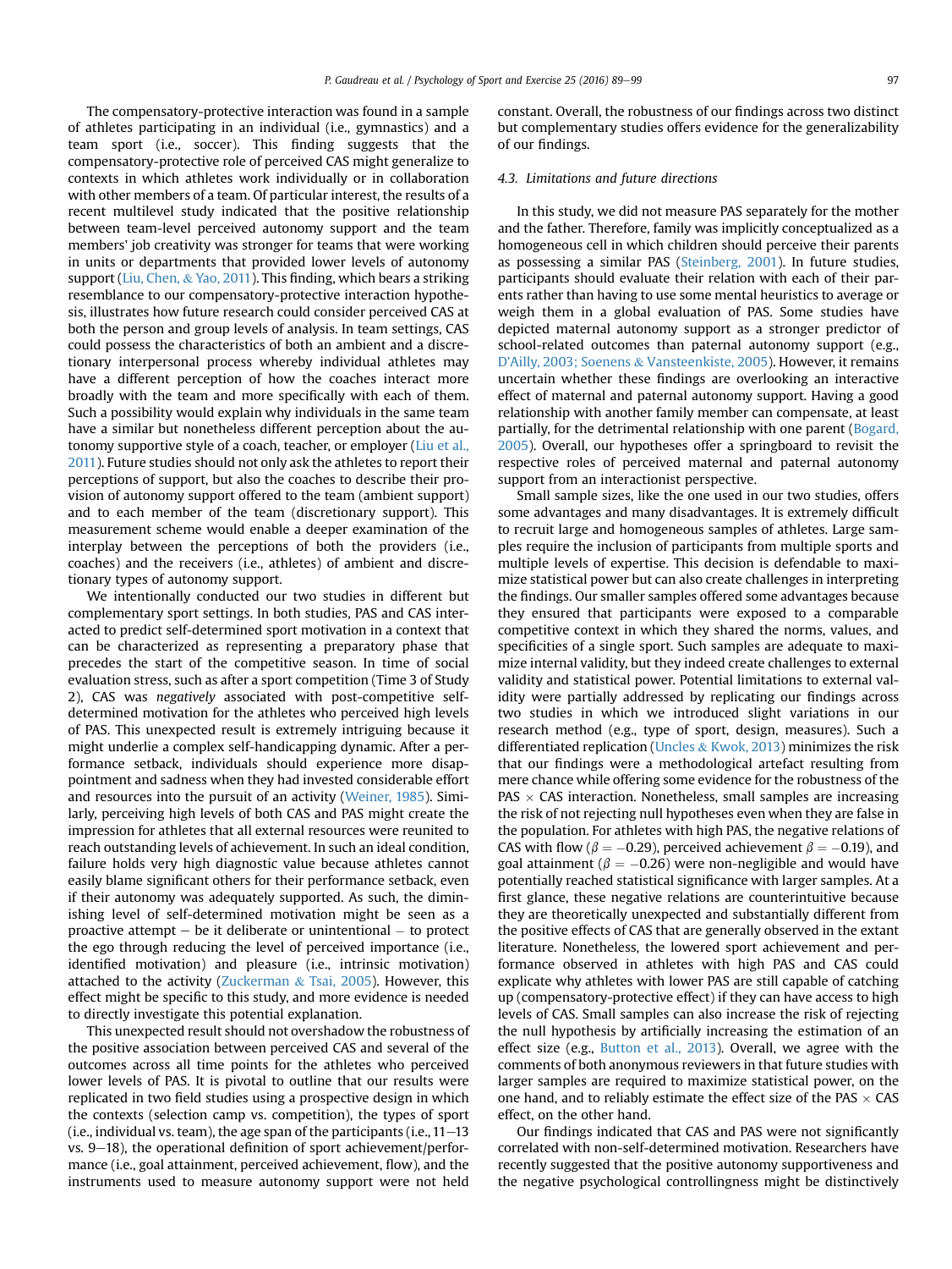The compensatory-protective interaction was found in a sample of athletes participating in an individual (i.e., gymnastics) and a team sport (i.e., soccer). This finding suggests that the compensatory-protective role of perceived CAS might generalize to contexts in which athletes work individually or in collaboration with other members of a team. Of particular interest, the results of a recent multilevel study indicated that the positive relationship between team-level perceived autonomy support and the team members' job creativity was stronger for teams that were working in units or departments that provided lower levels of autonomy support (Liu, Chen, & Yao, 2011). This finding, which bears a striking resemblance to our compensatory-protective interaction hypothesis, illustrates how future research could consider perceived CAS at both the person and group levels of analysis. In team settings, CAS could possess the characteristics of both an ambient and a discretionary interpersonal process whereby individual athletes may have a different perception of how the coaches interact more broadly with the team and more specifically with each of them. Such a possibility would explain why individuals in the same team have a similar but nonetheless different perception about the autonomy supportive style of a coach, teacher, or employer (Liu et al., 2011). Future studies should not only ask the athletes to report their perceptions of support, but also the coaches to describe their provision of autonomy support offered to the team (ambient support) and to each member of the team (discretionary support). This measurement scheme would enable a deeper examination of the interplay between the perceptions of both the providers (i.e., coaches) and the receivers (i.e., athletes) of ambient and discretionary types of autonomy support.

We intentionally conducted our two studies in different but complementary sport settings. In both studies, PAS and CAS interacted to predict self-determined sport motivation in a context that can be characterized as representing a preparatory phase that precedes the start of the competitive season. In time of social evaluation stress, such as after a sport competition (Time 3 of Study 2), CAS was *negatively* associated with post-competitive self-determined motivation for the athletes who perceived high levels of PAS. This unexpected result is extremely intriguing because it might underlie a complex self-handicapping dynamic. After a performance setback, individuals should experience more disappointment and sadness when they had invested considerable effort and resources into the pursuit of an activity (Weiner, 1985). Similarly, perceiving high levels of both CAS and PAS might create the impression for athletes that all external resources were reunited to reach outstanding levels of achievement. In such an ideal condition, failure holds very high diagnostic value because athletes cannot easily blame significant others for their performance setback, even if their autonomy was adequately supported. As such, the diminishing level of self-determined motivation might be seen as a proactive attempt – be it deliberate or unintentional – to protect the ego through reducing the level of perceived importance (i.e., identified motivation) and pleasure (i.e., intrinsic motivation) attached to the activity (Zuckerman & Tsai, 2005). However, this effect might be specific to this study, and more evidence is needed to directly investigate this potential explanation.

This unexpected result should not overshadow the robustness of the positive association between perceived CAS and several of the outcomes across all time points for the athletes who perceived lower levels of PAS. It is pivotal to outline that our results were replicated in two field studies using a prospective design in which the contexts (selection camp vs. competition), the types of sport (i.e., individual vs. team), the age span of the participants (i.e., 11–13 vs. 9–18), the operational definition of sport achievement/performance (i.e., goal attainment, perceived achievement, flow), and the instruments used to measure autonomy support were not held constant. Overall, the robustness of our findings across two distinct but complementary studies offers evidence for the generalizability of our findings.

### 4.3. Limitations and future directions

In this study, we did not measure PAS separately for the mother and the father. Therefore, family was implicitly conceptualized as a homogeneous cell in which children should perceive their parents as possessing a similar PAS (Steinberg, 2001). In future studies, participants should evaluate their relation with each of their parents rather than having to use some mental heuristics to average or weigh them in a global evaluation of PAS. Some studies have depicted maternal autonomy support as a stronger predictor of school-related outcomes than paternal autonomy support (e.g., D'Ailly, 2003; Soenens & Vansteenkiste, 2005). However, it remains uncertain whether these findings are overlooking an interactive effect of maternal and paternal autonomy support. Having a good relationship with another family member can compensate, at least partially, for the detrimental relationship with one parent (Bogard, 2005). Overall, our hypotheses offer a springboard to revisit the respective roles of perceived maternal and paternal autonomy support from an interactionist perspective.

Small sample sizes, like the one used in our two studies, offers some advantages and many disadvantages. It is extremely difficult to recruit large and homogeneous samples of athletes. Large samples require the inclusion of participants from multiple sports and multiple levels of expertise. This decision is defendable to maximize statistical power but can also create challenges in interpreting the findings. Our smaller samples offered some advantages because they ensured that participants were exposed to a comparable competitive context in which they shared the norms, values, and specificities of a single sport. Such samples are adequate to maximize internal validity, but they indeed create challenges to external validity and statistical power. Potential limitations to external validity were partially addressed by replicating our findings across two studies in which we introduced slight variations in our research method (e.g., type of sport, design, measures). Such a differentiated replication (Uncles & Kwok, 2013) minimizes the risk that our findings were a methodological artefact resulting from mere chance while offering some evidence for the robustness of the PAS × CAS interaction. Nonetheless, small samples are increasing the risk of not rejecting null hypotheses even when they are false in the population. For athletes with high PAS, the negative relations of CAS with flow ($\beta = -0.29$), perceived achievement $\beta = -0.19$), and goal attainment ($\beta = -0.26$) were non-negligible and would have potentially reached statistical significance with larger samples. At a first glance, these negative relations are counterintuitive because they are theoretically unexpected and substantially different from the positive effects of CAS that are generally observed in the extant literature. Nonetheless, the lowered sport achievement and performance observed in athletes with high PAS and CAS could explicate why athletes with lower PAS are still capable of catching up (compensatory-protective effect) if they can have access to high levels of CAS. Small samples can also increase the risk of rejecting the null hypothesis by artificially increasing the estimation of an effect size (e.g., Button et al., 2013). Overall, we agree with the comments of both anonymous reviewers in that future studies with larger samples are required to maximize statistical power, on the one hand, and to reliably estimate the effect size of the PAS × CAS effect, on the other hand.

Our findings indicated that CAS and PAS were not significantly correlated with non-self-determined motivation. Researchers have recently suggested that the positive autonomy supportiveness and the negative psychological controllingness might be distinctively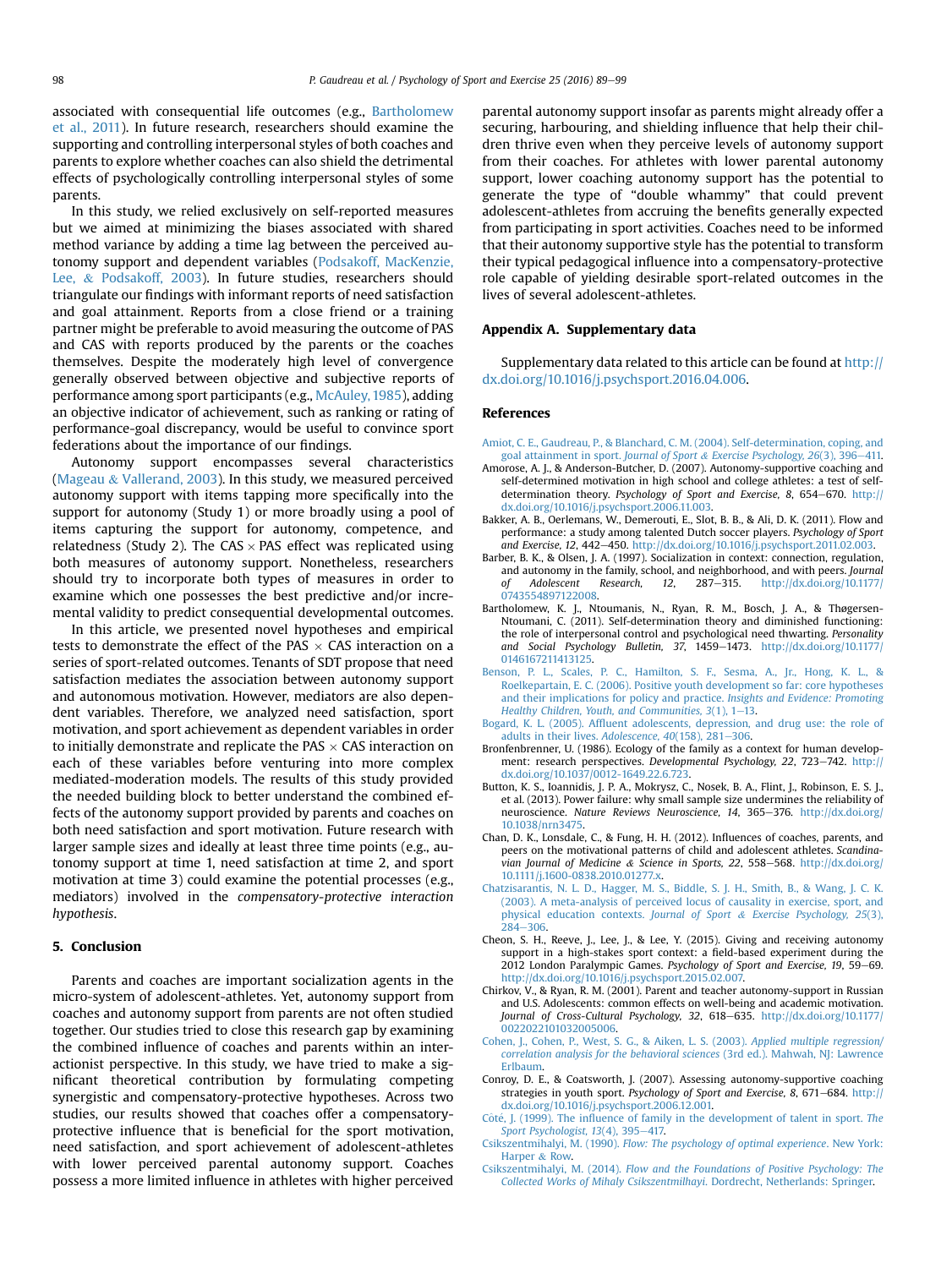associated with consequential life outcomes (e.g., Bartholomew et al., 2011). In future research, researchers should examine the supporting and controlling interpersonal styles of both coaches and parents to explore whether coaches can also shield the detrimental effects of psychologically controlling interpersonal styles of some parents.

In this study, we relied exclusively on self-reported measures but we aimed at minimizing the biases associated with shared method variance by adding a time lag between the perceived autonomy support and dependent variables (Podsakoff, MacKenzie, Lee, & Podsakoff, 2003). In future studies, researchers should triangulate our findings with informant reports of need satisfaction and goal attainment. Reports from a close friend or a training partner might be preferable to avoid measuring the outcome of PAS and CAS with reports produced by the parents or the coaches themselves. Despite the moderately high level of convergence generally observed between objective and subjective reports of performance among sport participants (e.g., McAuley, 1985), adding an objective indicator of achievement, such as ranking or rating of performance-goal discrepancy, would be useful to convince sport federations about the importance of our findings.

Autonomy support encompasses several characteristics (Mageau & Vallerand, 2003). In this study, we measured perceived autonomy support with items tapping more specifically into the support for autonomy (Study 1) or more broadly using a pool of items capturing the support for autonomy, competence, and relatedness (Study 2). The CAS × PAS effect was replicated using both measures of autonomy support. Nonetheless, researchers should try to incorporate both types of measures in order to examine which one possesses the best predictive and/or incremental validity to predict consequential developmental outcomes.

In this article, we presented novel hypotheses and empirical tests to demonstrate the effect of the PAS × CAS interaction on a series of sport-related outcomes. Tenants of SDT propose that need satisfaction mediates the association between autonomy support and autonomous motivation. However, mediators are also dependent variables. Therefore, we analyzed need satisfaction, sport motivation, and sport achievement as dependent variables in order to initially demonstrate and replicate the PAS × CAS interaction on each of these variables before venturing into more complex mediated-moderation models. The results of this study provided the needed building block to better understand the combined effects of the autonomy support provided by parents and coaches on both need satisfaction and sport motivation. Future research with larger sample sizes and ideally at least three time points (e.g., autonomy support at time 1, need satisfaction at time 2, and sport motivation at time 3) could examine the potential processes (e.g., mediators) involved in the *compensatory-protective interaction hypothesis*.

## 5. Conclusion

Parents and coaches are important socialization agents in the micro-system of adolescent-athletes. Yet, autonomy support from coaches and autonomy support from parents are not often studied together. Our studies tried to close this research gap by examining the combined influence of coaches and parents within an interactionist perspective. In this study, we have tried to make a significant theoretical contribution by formulating competing synergistic and compensatory-protective hypotheses. Across two studies, our results showed that coaches offer a compensatory-protective influence that is beneficial for the sport motivation, need satisfaction, and sport achievement of adolescent-athletes with lower perceived parental autonomy support. Coaches possess a more limited influence in athletes with higher perceived parental autonomy support insofar as parents might already offer a securing, harbouring, and shielding influence that help their children thrive even when they perceive levels of autonomy support from their coaches. For athletes with lower parental autonomy support, lower coaching autonomy support has the potential to generate the type of "double whammy" that could prevent adolescent-athletes from accruing the benefits generally expected from participating in sport activities. Coaches need to be informed that their autonomy supportive style has the potential to transform their typical pedagogical influence into a compensatory-protective role capable of yielding desirable sport-related outcomes in the lives of several adolescent-athletes.

## Appendix A. Supplementary data

Supplementary data related to this article can be found at http://dx.doi.org/10.1016/j.psychsport.2016.04.006.

## References

Amiot, C. E., Gaudreau, P., & Blanchard, C. M. (2004). Self-determination, coping, and goal attainment in sport. *Journal of Sport & Exercise Psychology, 26*(3), 396–411.

Amorose, A. J., & Anderson-Butcher, D. (2007). Autonomy-supportive coaching and self-determined motivation in high school and college athletes: a test of self-determination theory. *Psychology of Sport and Exercise, 8*, 654–670. http://dx.doi.org/10.1016/j.psychsport.2006.11.003.

Bakker, A. B., Oerlemans, W., Demerouti, E., Slot, B. B., & Ali, D. K. (2011). Flow and performance: a study among talented Dutch soccer players. *Psychology of Sport and Exercise, 12*, 442–450. http://dx.doi.org/10.1016/j.psychsport.2011.02.003.

Barber, B. K., & Olsen, J. A. (1997). Socialization in context: connection, regulation, and autonomy in the family, school, and neighborhood, and with peers. *Journal of Adolescent Research, 12*, 287–315. http://dx.doi.org/10.1177/0743554897122008.

Bartholomew, K. J., Ntoumanis, N., Ryan, R. M., Bosch, J. A., & Thøgersen-Ntoumani, C. (2011). Self-determination theory and diminished functioning: the role of interpersonal control and psychological need thwarting. *Personality and Social Psychology Bulletin, 37*, 1459–1473. http://dx.doi.org/10.1177/0146167211413125.

Benson, P. L., Scales, P. C., Hamilton, S. F., Sesma, A., Jr., Hong, K. L., & Roelkepartain, E. C. (2006). Positive youth development so far: core hypotheses and their implications for policy and practice. *Insights and Evidence: Promoting Healthy Children, Youth, and Communities, 3*(1), 1–13.

Bogard, K. L. (2005). Affluent adolescents, depression, and drug use: the role of adults in their lives. *Adolescence, 40*(158), 281–306.

Bronfenbrenner, U. (1986). Ecology of the family as a context for human development: research perspectives. *Developmental Psychology, 22*, 723–742. http://dx.doi.org/10.1037/0012-1649.22.6.723.

Button, K. S., Ioannidis, J. P. A., Mokrysz, C., Nosek, B. A., Flint, J., Robinson, E. S. J., et al. (2013). Power failure: why small sample size undermines the reliability of neuroscience. *Nature Reviews Neuroscience, 14*, 365–376. http://dx.doi.org/10.1038/nrn3475.

Chan, D. K., Lonsdale, C., & Fung, H. H. (2012). Influences of coaches, parents, and peers on the motivational patterns of child and adolescent athletes. *Scandinavian Journal of Medicine & Science in Sports, 22*, 558–568. http://dx.doi.org/10.1111/j.1600-0838.2010.01277.x.

Chatzisarantis, N. L. D., Hagger, M. S., Biddle, S. J. H., Smith, B., & Wang, J. C. K. (2003). A meta-analysis of perceived locus of causality in exercise, sport, and physical education contexts. *Journal of Sport & Exercise Psychology, 25*(3), 284–306.

Cheon, S. H., Reeve, J., Lee, J., & Lee, Y. (2015). Giving and receiving autonomy support in a high-stakes sport context: a field-based experiment during the 2012 London Paralympic Games. *Psychology of Sport and Exercise, 19*, 59–69. http://dx.doi.org/10.1016/j.psychsport.2015.02.007.

Chirkov, V., & Ryan, R. M. (2001). Parent and teacher autonomy-support in Russian and U.S. Adolescents: common effects on well-being and academic motivation. *Journal of Cross-Cultural Psychology, 32*, 618–635. http://dx.doi.org/10.1177/0022022101032005006.

Cohen, J., Cohen, P., West, S. G., & Aiken, L. S. (2003). *Applied multiple regression/correlation analysis for the behavioral sciences* (3rd ed.). Mahwah, NJ: Lawrence Erlbaum.

Conroy, D. E., & Coatsworth, J. (2007). Assessing autonomy-supportive coaching strategies in youth sport. *Psychology of Sport and Exercise, 8*, 671–684. http://dx.doi.org/10.1016/j.psychsport.2006.12.001.

Côté, J. (1999). The influence of family in the development of talent in sport. *The Sport Psychologist, 13*(4), 395–417.

Csikszentmihalyi, M. (1990). *Flow: The psychology of optimal experience*. New York: Harper & Row.

Csikszentmihalyi, M. (2014). *Flow and the Foundations of Positive Psychology: The Collected Works of Mihaly Csikszentmilhayi*. Dordrecht, Netherlands: Springer.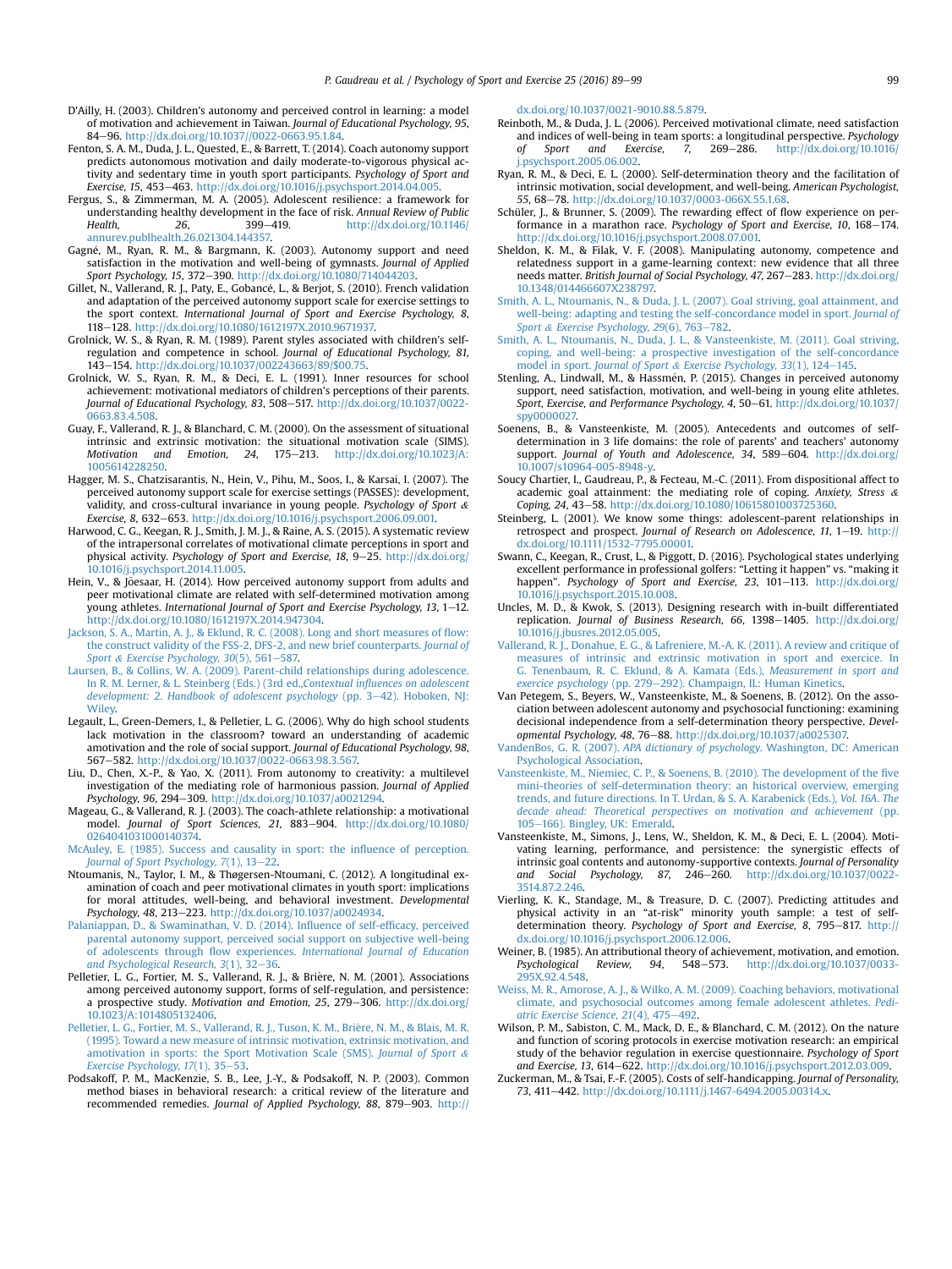D'Ailly, H. (2003). Children's autonomy and perceived control in learning: a model of motivation and achievement in Taiwan. *Journal of Educational Psychology, 95*, 84–96. http://dx.doi.org/10.1037//0022-0663.95.1.84.

Fenton, S. A. M., Duda, J. L., Quested, E., & Barrett, T. (2014). Coach autonomy support predicts autonomous motivation and daily moderate-to-vigorous physical activity and sedentary time in youth sport participants. *Psychology of Sport and Exercise, 15*, 453–463. http://dx.doi.org/10.1016/j.psychsport.2014.04.005.

Fergus, S., & Zimmerman, M. A. (2005). Adolescent resilience: a framework for understanding healthy development in the face of risk. *Annual Review of Public Health, 26*, 399–419. http://dx.doi.org/10.1146/annurev.publhealth.26.021304.144357.

Gagné, M., Ryan, R. M., & Bargmann, K. (2003). Autonomy support and need satisfaction in the motivation and well-being of gymnasts. *Journal of Applied Sport Psychology, 15*, 372–390. http://dx.doi.org/10.1080/714044203.

Gillet, N., Vallerand, R. J., Paty, E., Gobancé, L., & Berjot, S. (2010). French validation and adaptation of the perceived autonomy support scale for exercise settings to the sport context. *International Journal of Sport and Exercise Psychology, 8*, 118–128. http://dx.doi.org/10.1080/1612197X.2010.9671937.

Grolnick, W. S., & Ryan, R. M. (1989). Parent styles associated with children's self-regulation and competence in school. *Journal of Educational Psychology, 81*, 143–154. http://dx.doi.org/10.1037/002243663/89/$00.75.

Grolnick, W. S., Ryan, R. M., & Deci, E. L. (1991). Inner resources for school achievement: motivational mediators of children's perceptions of their parents. *Journal of Educational Psychology, 83*, 508–517. http://dx.doi.org/10.1037/0022-0663.83.4.508.

Guay, F., Vallerand, R. J., & Blanchard, C. M. (2000). On the assessment of situational intrinsic and extrinsic motivation: the situational motivation scale (SIMS). *Motivation and Emotion, 24*, 175–213. http://dx.doi.org/10.1023/A:1005614228250.

Hagger, M. S., Chatzisarantis, N. L., Hein, V., Pihu, M., Soos, I., & Karsai, I. (2007). The perceived autonomy support scale for exercise settings (PASSES): development, validity, and cross-cultural invariance in young people. *Psychology of Sport & Exercise, 8*, 632–653. http://dx.doi.org/10.1016/j.psychsport.2006.09.001.

Harwood, C. G., Keegan, R. J., Smith, J. M. J., & Raine, A. S. (2015). A systematic review of the intrapersonal correlates of motivational climate perceptions in sport and physical activity. *Psychology of Sport and Exercise, 18*, 9–25. http://dx.doi.org/10.1016/j.psychsport.2014.11.005.

Hein, V., & Jõesaar, H. (2014). How perceived autonomy support from adults and peer motivational climate are related with self-determined motivation among young athletes. *International Journal of Sport and Exercise Psychology, 13*, 1–12. http://dx.doi.org/10.1080/1612197X.2014.947304.

Jackson, S. A., Martin, A. J., & Eklund, R. C. (2008). Long and short measures of flow: the construct validity of the FSS-2, DFS-2, and new brief counterparts. *Journal of Sport & Exercise Psychology, 30*(5), 561–587.

Laursen, B., & Collins, W. A. (2009). Parent-child relationships during adolescence. In R. M. Lerner, & L. Steinberg (Eds.) (3rd ed.,*Contextual influences on adolescent development: 2*. *Handbook of adolescent psychology* (pp. 3–42). Hoboken, NJ: Wiley.

Legault, L., Green-Demers, I., & Pelletier, L. G. (2006). Why do high school students lack motivation in the classroom? toward an understanding of academic amotivation and the role of social support. *Journal of Educational Psychology, 98*, 567–582. http://dx.doi.org/10.1037/0022-0663.98.3.567.

Liu, D., Chen, X.-P., & Yao, X. (2011). From autonomy to creativity: a multilevel investigation of the mediating role of harmonious passion. *Journal of Applied Psychology, 96*, 294–309. http://dx.doi.org/10.1037/a0021294.

Mageau, G., & Vallerand, R. J. (2003). The coach-athlete relationship: a motivational model. *Journal of Sport Sciences, 21*, 883–904. http://dx.doi.org/10.1080/0264041031000140374.

McAuley, E. (1985). Success and causality in sport: the influence of perception. *Journal of Sport Psychology, 7*(1), 13–22.

Ntoumanis, N., Taylor, I. M., & Thøgersen-Ntoumani, C. (2012). A longitudinal examination of coach and peer motivational climates in youth sport: implications for moral attitudes, well-being, and behavioral investment. *Developmental Psychology, 48*, 213–223. http://dx.doi.org/10.1037/a0024934.

Palaniappan, D., & Swaminathan, V. D. (2014). Influence of self-efficacy, perceived parental autonomy support, perceived social support on subjective well-being of adolescents through flow experiences. *International Journal of Education and Psychological Research, 3*(1), 32–36.

Pelletier, L. G., Fortier, M. S., Vallerand, R. J., & Brière, N. M. (2001). Associations among perceived autonomy support, forms of self-regulation, and persistence: a prospective study. *Motivation and Emotion, 25*, 279–306. http://dx.doi.org/10.1023/A:1014805132406.

Pelletier, L. G., Fortier, M. S., Vallerand, R. J., Tuson, K. M., Brière, N. M., & Blais, M. R. (1995). Toward a new measure of intrinsic motivation, extrinsic motivation, and amotivation in sports: the Sport Motivation Scale (SMS). *Journal of Sport & Exercise Psychology, 17*(1), 35–53.

Podsakoff, P. M., MacKenzie, S. B., Lee, J.-Y., & Podsakoff, N. P. (2003). Common method biases in behavioral research: a critical review of the literature and recommended remedies. *Journal of Applied Psychology, 88*, 879–903. http://dx.doi.org/10.1037/0021-9010.88.5.879.

Reinboth, M., & Duda, J. L. (2006). Perceived motivational climate, need satisfaction and indices of well-being in team sports: a longitudinal perspective. *Psychology of Sport and Exercise, 7*, 269–286. http://dx.doi.org/10.1016/j.psychsport.2005.06.002.

Ryan, R. M., & Deci, E. L. (2000). Self-determination theory and the facilitation of intrinsic motivation, social development, and well-being. *American Psychologist, 55*, 68–78. http://dx.doi.org/10.1037/0003-066X.55.1.68.

Schüler, J., & Brunner, S. (2009). The rewarding effect of flow experience on performance in a marathon race. *Psychology of Sport and Exercise, 10*, 168–174. http://dx.doi.org/10.1016/j.psychsport.2008.07.001.

Sheldon, K. M., & Filak, V. F. (2008). Manipulating autonomy, competence and relatedness support in a game-learning context: new evidence that all three needs matter. *British Journal of Social Psychology, 47*, 267–283. http://dx.doi.org/10.1348/014466607X238797.

Smith, A. L., Ntoumanis, N., & Duda, J. L. (2007). Goal striving, goal attainment, and well-being: adapting and testing the self-concordance model in sport. *Journal of Sport & Exercise Psychology, 29*(6), 763–782.

Smith, A. L., Ntoumanis, N., Duda, J. L., & Vansteenkiste, M. (2011). Goal striving, coping, and well-being: a prospective investigation of the self-concordance model in sport. *Journal of Sport & Exercise Psychology, 33*(1), 124–145.

Stenling, A., Lindwall, M., & Hassmén, P. (2015). Changes in perceived autonomy support, need satisfaction, motivation, and well-being in young elite athletes. *Sport, Exercise, and Performance Psychology, 4*, 50–61. http://dx.doi.org/10.1037/spy0000027.

Soenens, B., & Vansteenkiste, M. (2005). Antecedents and outcomes of self-determination in 3 life domains: the role of parents' and teachers' autonomy support. *Journal of Youth and Adolescence, 34*, 589–604. http://dx.doi.org/10.1007/s10964-005-8948-y.

Soucy Chartier, I., Gaudreau, P., & Fecteau, M.-C. (2011). From dispositional affect to academic goal attainment: the mediating role of coping. *Anxiety, Stress & Coping, 24*, 43–58. http://dx.doi.org/10.1080/10615801003725360.

Steinberg, L. (2001). We know some things: adolescent-parent relationships in retrospect and prospect. *Journal of Research on Adolescence, 11*, 1–19. http://dx.doi.org/10.1111/1532-7795.00001.

Swann, C., Keegan, R., Crust, L., & Piggott, D. (2016). Psychological states underlying excellent performance in professional golfers: "Letting it happen" vs. "making it happen". *Psychology of Sport and Exercise, 23*, 101–113. http://dx.doi.org/10.1016/j.psychsport.2015.10.008.

Uncles, M. D., & Kwok, S. (2013). Designing research with in-built differentiated replication. *Journal of Business Research, 66*, 1398–1405. http://dx.doi.org/10.1016/j.jbusres.2012.05.005.

Vallerand, R. J., Donahue, E. G., & Lafreniere, M.-A. K. (2011). A review and critique of measures of intrinsic and extrinsic motivation in sport and exercise. In G. Tenenbaum, R. C. Eklund, & A. Kamata (Eds.), *Measurement in sport and exercise psychology* (pp. 279–292). Champaign, IL: Human Kinetics.

Van Petegem, S., Beyers, W., Vansteenkiste, M., & Soenens, B. (2012). On the association between adolescent autonomy and psychosocial functioning: examining decisional independence from a self-determination theory perspective. *Developmental Psychology, 48*, 76–88. http://dx.doi.org/10.1037/a0025307.

VandenBos, G. R. (2007). *APA dictionary of psychology*. Washington, DC: American Psychological Association.

Vansteenkiste, M., Niemiec, C. P., & Soenens, B. (2010). The development of the five mini-theories of self-determination theory: an historical overview, emerging trends, and future directions. In T. Urdan, & S. A. Karabenick (Eds.), *Vol. 16A. The decade ahead: Theoretical perspectives on motivation and achievement* (pp. 105–166). Bingley, UK: Emerald.

Vansteenkiste, M., Simons, J., Lens, W., Sheldon, K. M., & Deci, E. L. (2004). Motivating learning, performance, and persistence: the synergistic effects of intrinsic goal contents and autonomy-supportive contexts. *Journal of Personality and Social Psychology, 87*, 246–260. http://dx.doi.org/10.1037/0022-3514.87.2.246.

Vierling, K. K., Standage, M., & Treasure, D. C. (2007). Predicting attitudes and physical activity in an "at-risk" minority youth sample: a test of self-determination theory. *Psychology of Sport and Exercise, 8*, 795–817. http://dx.doi.org/10.1016/j.psychsport.2006.12.006.

Weiner, B. (1985). An attributional theory of achievement, motivation, and emotion. *Psychological Review, 94*, 548–573. http://dx.doi.org/10.1037/0033-295X.92.4.548.

Weiss, M. R., Amorose, A. J., & Wilko, A. M. (2009). Coaching behaviors, motivational climate, and psychosocial outcomes among female adolescent athletes. *Pediatric Exercise Science, 21*(4), 475–492.

Wilson, P. M., Sabiston, C. M., Mack, D. E., & Blanchard, C. M. (2012). On the nature and function of scoring protocols in exercise motivation research: an empirical study of the behavior regulation in exercise questionnaire. *Psychology of Sport and Exercise, 13*, 614–622. http://dx.doi.org/10.1016/j.psychsport.2012.03.009.

Zuckerman, M., & Tsai, F.-F. (2005). Costs of self-handicapping. *Journal of Personality, 73*, 411–442. http://dx.doi.org/10.1111/j.1467-6494.2005.00314.x.